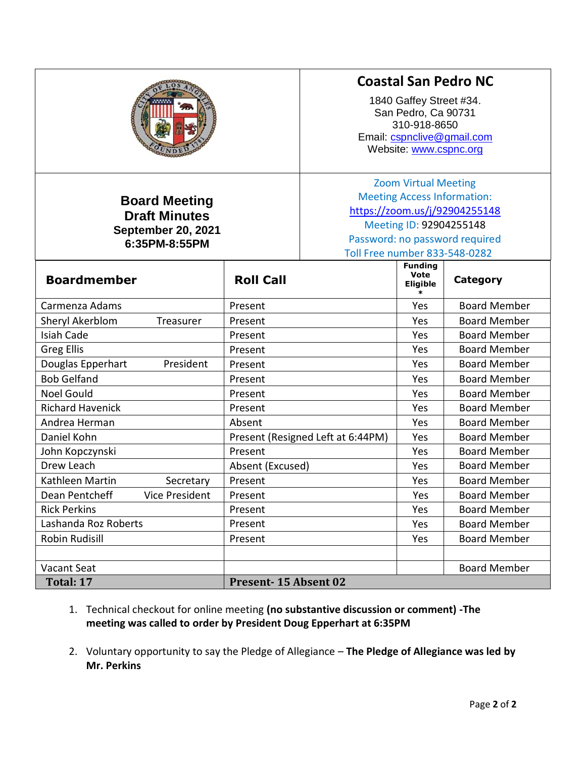# Coastal San Pedro NC

1840 Gaffey Street #34.
San Pedro, Ca 90731
310-918-8650
Email: cspnclive@gmail.com
Website: www.cspnc.org

## Board Meeting
## Draft Minutes
### September 20, 2021
### 6:35PM-8:55PM

Zoom Virtual Meeting
Meeting Access Information:
https://zoom.us/j/92904255148
Meeting ID: 92904255148
Password: no password required
Toll Free number 833-548-0282

| Boardmember | | Roll Call | Funding Vote Eligible * | Category |
|---|---|---|---|---|
| Carmenza Adams | | Present | Yes | Board Member |
| Sheryl Akerblom | Treasurer | Present | Yes | Board Member |
| Isiah Cade | | Present | Yes | Board Member |
| Greg Ellis | | Present | Yes | Board Member |
| Douglas Epperhart | President | Present | Yes | Board Member |
| Bob Gelfand | | Present | Yes | Board Member |
| Noel Gould | | Present | Yes | Board Member |
| Richard Havenick | | Present | Yes | Board Member |
| Andrea Herman | | Absent | Yes | Board Member |
| Daniel Kohn | | Present (Resigned Left at 6:44PM) | Yes | Board Member |
| John Kopczynski | | Present | Yes | Board Member |
| Drew Leach | | Absent (Excused) | Yes | Board Member |
| Kathleen Martin | Secretary | Present | Yes | Board Member |
| Dean Pentcheff | Vice President | Present | Yes | Board Member |
| Rick Perkins | | Present | Yes | Board Member |
| Lashanda Roz Roberts | | Present | Yes | Board Member |
| Robin Rudisill | | Present | Yes | Board Member |
| | | | | |
| Vacant Seat | | | | Board Member |
| **Total: 17** | | **Present- 15 Absent 02** | | |

1. Technical checkout for online meeting **(no substantive discussion or comment) -The meeting was called to order by President Doug Epperhart at 6:35PM**

2. Voluntary opportunity to say the Pledge of Allegiance – **The Pledge of Allegiance was led by Mr. Perkins**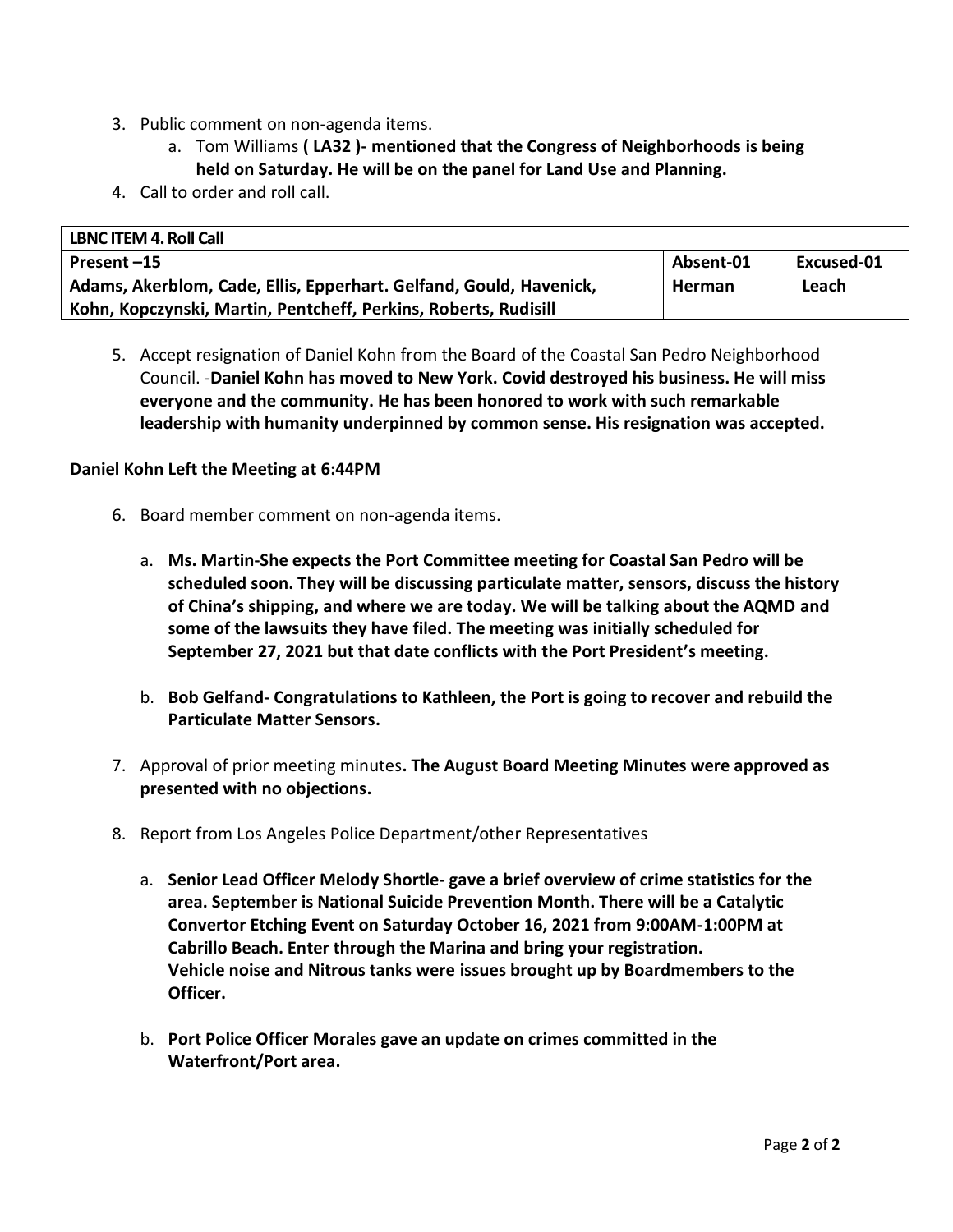3. Public comment on non-agenda items.
    a. Tom Williams **( LA32 )- mentioned that the Congress of Neighborhoods is being held on Saturday. He will be on the panel for Land Use and Planning.**
4. Call to order and roll call.

| LBNC ITEM 4. Roll Call | | |
|---|---|---|
| **Present –15** | **Absent-01** | **Excused-01** |
| **Adams, Akerblom, Cade, Ellis, Epperhart. Gelfand, Gould, Havenick, Kohn, Kopczynski, Martin, Pentcheff, Perkins, Roberts, Rudisill** | **Herman** | **Leach** |

5. Accept resignation of Daniel Kohn from the Board of the Coastal San Pedro Neighborhood Council. -**Daniel Kohn has moved to New York. Covid destroyed his business. He will miss everyone and the community. He has been honored to work with such remarkable leadership with humanity underpinned by common sense. His resignation was accepted.**

**Daniel Kohn Left the Meeting at 6:44PM**

6. Board member comment on non-agenda items.
    a. **Ms. Martin-She expects the Port Committee meeting for Coastal San Pedro will be scheduled soon. They will be discussing particulate matter, sensors, discuss the history of China's shipping, and where we are today. We will be talking about the AQMD and some of the lawsuits they have filed. The meeting was initially scheduled for September 27, 2021 but that date conflicts with the Port President's meeting.**
    b. **Bob Gelfand- Congratulations to Kathleen, the Port is going to recover and rebuild the Particulate Matter Sensors.**
7. Approval of prior meeting minutes**. The August Board Meeting Minutes were approved as presented with no objections.**
8. Report from Los Angeles Police Department/other Representatives
    a. **Senior Lead Officer Melody Shortle- gave a brief overview of crime statistics for the area. September is National Suicide Prevention Month. There will be a Catalytic Convertor Etching Event on Saturday October 16, 2021 from 9:00AM-1:00PM at Cabrillo Beach. Enter through the Marina and bring your registration. Vehicle noise and Nitrous tanks were issues brought up by Boardmembers to the Officer.**
    b. **Port Police Officer Morales gave an update on crimes committed in the Waterfront/Port area.**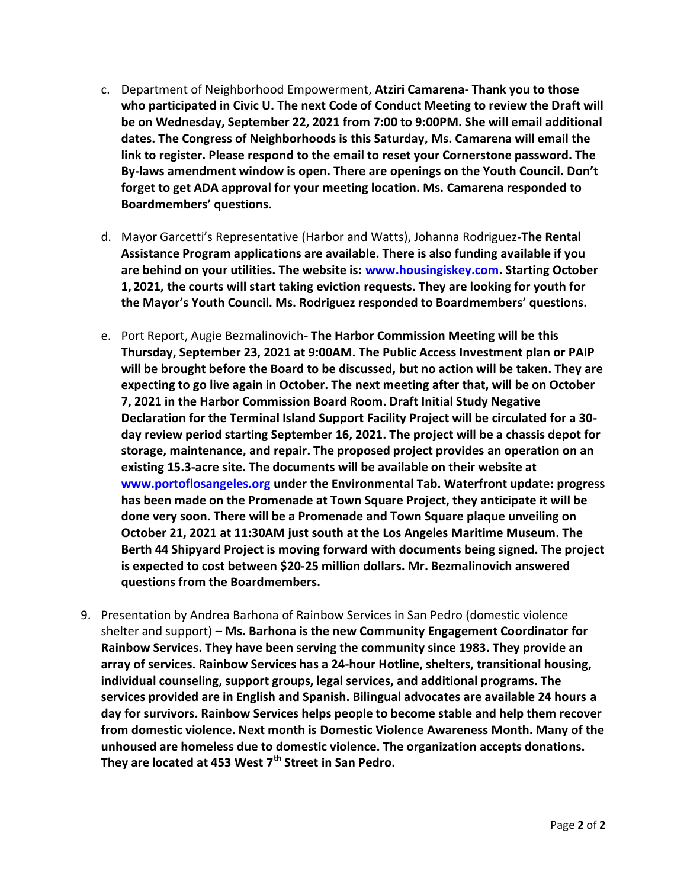c. Department of Neighborhood Empowerment, **Atziri Camarena- Thank you to those who participated in Civic U. The next Code of Conduct Meeting to review the Draft will be on Wednesday, September 22, 2021 from 7:00 to 9:00PM. She will email additional dates. The Congress of Neighborhoods is this Saturday, Ms. Camarena will email the link to register. Please respond to the email to reset your Cornerstone password. The By-laws amendment window is open. There are openings on the Youth Council. Don't forget to get ADA approval for your meeting location. Ms. Camarena responded to Boardmembers' questions.**

d. Mayor Garcetti's Representative (Harbor and Watts), Johanna Rodriguez**-The Rental Assistance Program applications are available. There is also funding available if you are behind on your utilities. The website is: [www.housingiskey.com](http://www.housingiskey.com). Starting October 1, 2021, the courts will start taking eviction requests. They are looking for youth for the Mayor's Youth Council. Ms. Rodriguez responded to Boardmembers' questions.**

e. Port Report, Augie Bezmalinovich**- The Harbor Commission Meeting will be this Thursday, September 23, 2021 at 9:00AM. The Public Access Investment plan or PAIP will be brought before the Board to be discussed, but no action will be taken. They are expecting to go live again in October. The next meeting after that, will be on October 7, 2021 in the Harbor Commission Board Room. Draft Initial Study Negative Declaration for the Terminal Island Support Facility Project will be circulated for a 30-day review period starting September 16, 2021. The project will be a chassis depot for storage, maintenance, and repair. The proposed project provides an operation on an existing 15.3-acre site. The documents will be available on their website at [www.portoflosangeles.org](http://www.portoflosangeles.org) under the Environmental Tab. Waterfront update: progress has been made on the Promenade at Town Square Project, they anticipate it will be done very soon. There will be a Promenade and Town Square plaque unveiling on October 21, 2021 at 11:30AM just south at the Los Angeles Maritime Museum. The Berth 44 Shipyard Project is moving forward with documents being signed. The project is expected to cost between $20-25 million dollars. Mr. Bezmalinovich answered questions from the Boardmembers.**

9. Presentation by Andrea Barhona of Rainbow Services in San Pedro (domestic violence shelter and support) – **Ms. Barhona is the new Community Engagement Coordinator for Rainbow Services. They have been serving the community since 1983. They provide an array of services. Rainbow Services has a 24-hour Hotline, shelters, transitional housing, individual counseling, support groups, legal services, and additional programs. The services provided are in English and Spanish. Bilingual advocates are available 24 hours a day for survivors. Rainbow Services helps people to become stable and help them recover from domestic violence. Next month is Domestic Violence Awareness Month. Many of the unhoused are homeless due to domestic violence. The organization accepts donations. They are located at 453 West 7th Street in San Pedro.**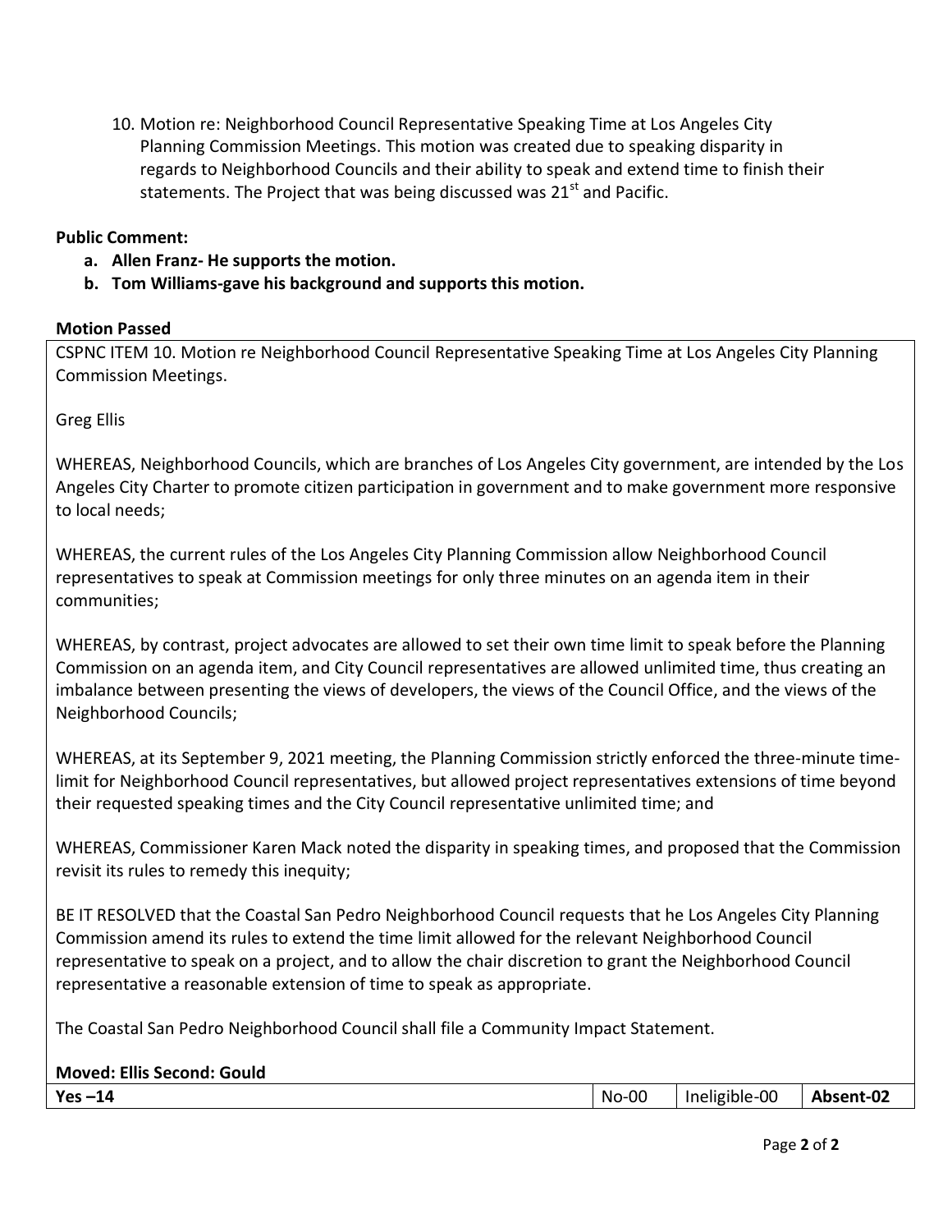10. Motion re: Neighborhood Council Representative Speaking Time at Los Angeles City Planning Commission Meetings. This motion was created due to speaking disparity in regards to Neighborhood Councils and their ability to speak and extend time to finish their statements. The Project that was being discussed was 21st and Pacific.

**Public Comment:**

- **a. Allen Franz- He supports the motion.**
- **b. Tom Williams-gave his background and supports this motion.**

**Motion Passed**

CSPNC ITEM 10. Motion re Neighborhood Council Representative Speaking Time at Los Angeles City Planning Commission Meetings.

Greg Ellis

WHEREAS, Neighborhood Councils, which are branches of Los Angeles City government, are intended by the Los Angeles City Charter to promote citizen participation in government and to make government more responsive to local needs;

WHEREAS, the current rules of the Los Angeles City Planning Commission allow Neighborhood Council representatives to speak at Commission meetings for only three minutes on an agenda item in their communities;

WHEREAS, by contrast, project advocates are allowed to set their own time limit to speak before the Planning Commission on an agenda item, and City Council representatives are allowed unlimited time, thus creating an imbalance between presenting the views of developers, the views of the Council Office, and the views of the Neighborhood Councils;

WHEREAS, at its September 9, 2021 meeting, the Planning Commission strictly enforced the three-minute time-limit for Neighborhood Council representatives, but allowed project representatives extensions of time beyond their requested speaking times and the City Council representative unlimited time; and

WHEREAS, Commissioner Karen Mack noted the disparity in speaking times, and proposed that the Commission revisit its rules to remedy this inequity;

BE IT RESOLVED that the Coastal San Pedro Neighborhood Council requests that he Los Angeles City Planning Commission amend its rules to extend the time limit allowed for the relevant Neighborhood Council representative to speak on a project, and to allow the chair discretion to grant the Neighborhood Council representative a reasonable extension of time to speak as appropriate.

The Coastal San Pedro Neighborhood Council shall file a Community Impact Statement.

**Moved: Ellis Second: Gould**

| **Yes –14** | No-00 | Ineligible-00 | **Absent-02** |
|---|---|---|---|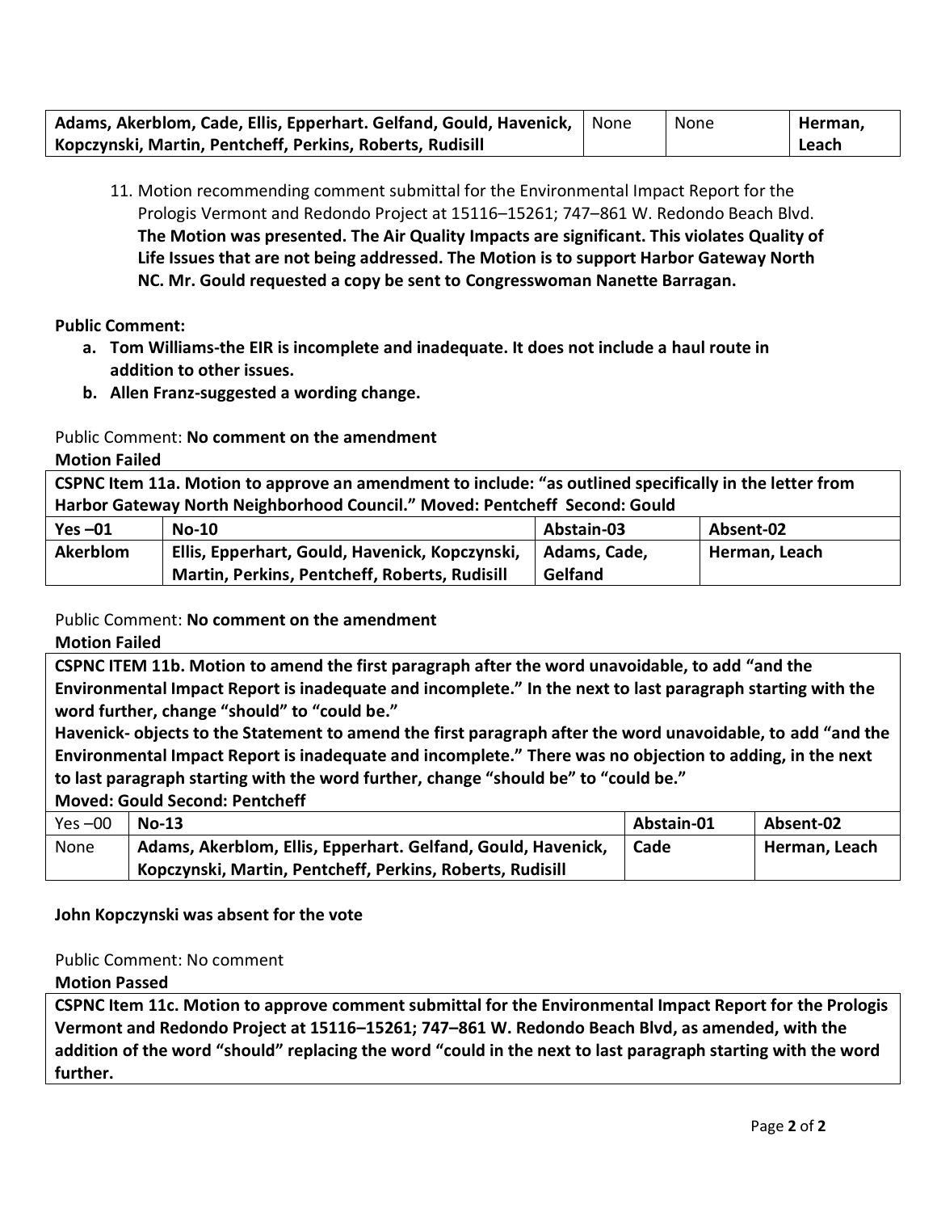| Adams, Akerblom, Cade, Ellis, Epperhart. Gelfand, Gould, Havenick, Kopczynski, Martin, Pentcheff, Perkins, Roberts, Rudisill | None | None | Herman, Leach |
|---|---|---|---|

11. Motion recommending comment submittal for the Environmental Impact Report for the Prologis Vermont and Redondo Project at 15116–15261; 747–861 W. Redondo Beach Blvd. **The Motion was presented. The Air Quality Impacts are significant. This violates Quality of Life Issues that are not being addressed. The Motion is to support Harbor Gateway North NC. Mr. Gould requested a copy be sent to Congresswoman Nanette Barragan.**

**Public Comment:**

a. **Tom Williams-the EIR is incomplete and inadequate. It does not include a haul route in addition to other issues.**
b. **Allen Franz-suggested a wording change.**

Public Comment: **No comment on the amendment**

**Motion Failed**

| **CSPNC Item 11a. Motion to approve an amendment to include: "as outlined specifically in the letter from Harbor Gateway North Neighborhood Council." Moved: Pentcheff Second: Gould** | | | |
|---|---|---|---|
| **Yes –01** | **No-10** | **Abstain-03** | **Absent-02** |
| **Akerblom** | **Ellis, Epperhart, Gould, Havenick, Kopczynski, Martin, Perkins, Pentcheff, Roberts, Rudisill** | **Adams, Cade, Gelfand** | **Herman, Leach** |

Public Comment: **No comment on the amendment**

**Motion Failed**

| **CSPNC ITEM 11b. Motion to amend the first paragraph after the word unavoidable, to add "and the Environmental Impact Report is inadequate and incomplete." In the next to last paragraph starting with the word further, change "should" to "could be."** **Havenick- objects to the Statement to amend the first paragraph after the word unavoidable, to add "and the Environmental Impact Report is inadequate and incomplete." There was no objection to adding, in the next to last paragraph starting with the word further, change "should be" to "could be."** **Moved: Gould Second: Pentcheff** | | | |
|---|---|---|---|
| Yes –00 | **No-13** | **Abstain-01** | **Absent-02** |
| None | **Adams, Akerblom, Ellis, Epperhart. Gelfand, Gould, Havenick, Kopczynski, Martin, Pentcheff, Perkins, Roberts, Rudisill** | **Cade** | **Herman, Leach** |

**John Kopczynski was absent for the vote**

Public Comment: No comment

**Motion Passed**

| **CSPNC Item 11c. Motion to approve comment submittal for the Environmental Impact Report for the Prologis Vermont and Redondo Project at 15116–15261; 747–861 W. Redondo Beach Blvd, as amended, with the addition of the word "should" replacing the word "could in the next to last paragraph starting with the word further.** |
|---|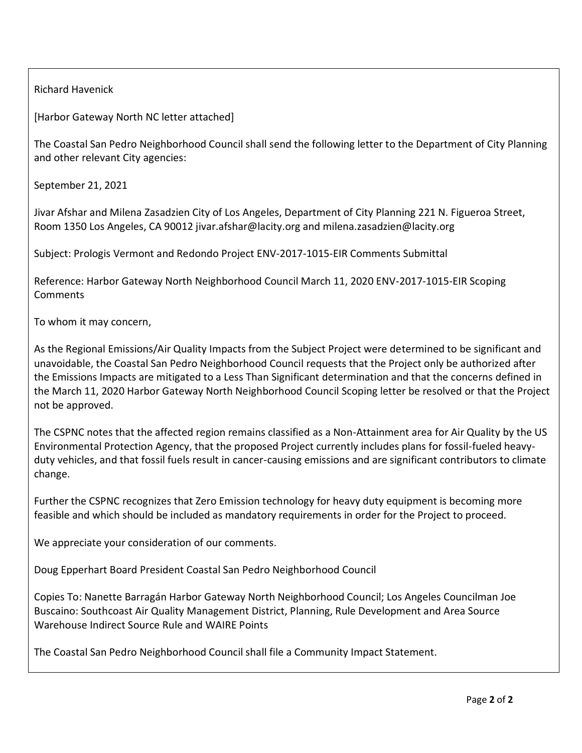Richard Havenick

[Harbor Gateway North NC letter attached]

The Coastal San Pedro Neighborhood Council shall send the following letter to the Department of City Planning and other relevant City agencies:

September 21, 2021

Jivar Afshar and Milena Zasadzien City of Los Angeles, Department of City Planning 221 N. Figueroa Street, Room 1350 Los Angeles, CA 90012 jivar.afshar@lacity.org and milena.zasadzien@lacity.org

Subject: Prologis Vermont and Redondo Project ENV-2017-1015-EIR Comments Submittal

Reference: Harbor Gateway North Neighborhood Council March 11, 2020 ENV-2017-1015-EIR Scoping Comments

To whom it may concern,

As the Regional Emissions/Air Quality Impacts from the Subject Project were determined to be significant and unavoidable, the Coastal San Pedro Neighborhood Council requests that the Project only be authorized after the Emissions Impacts are mitigated to a Less Than Significant determination and that the concerns defined in the March 11, 2020 Harbor Gateway North Neighborhood Council Scoping letter be resolved or that the Project not be approved.

The CSPNC notes that the affected region remains classified as a Non-Attainment area for Air Quality by the US Environmental Protection Agency, that the proposed Project currently includes plans for fossil-fueled heavy-duty vehicles, and that fossil fuels result in cancer-causing emissions and are significant contributors to climate change.

Further the CSPNC recognizes that Zero Emission technology for heavy duty equipment is becoming more feasible and which should be included as mandatory requirements in order for the Project to proceed.

We appreciate your consideration of our comments.

Doug Epperhart Board President Coastal San Pedro Neighborhood Council

Copies To: Nanette Barragán Harbor Gateway North Neighborhood Council; Los Angeles Councilman Joe Buscaino: Southcoast Air Quality Management District, Planning, Rule Development and Area Source Warehouse Indirect Source Rule and WAIRE Points

The Coastal San Pedro Neighborhood Council shall file a Community Impact Statement.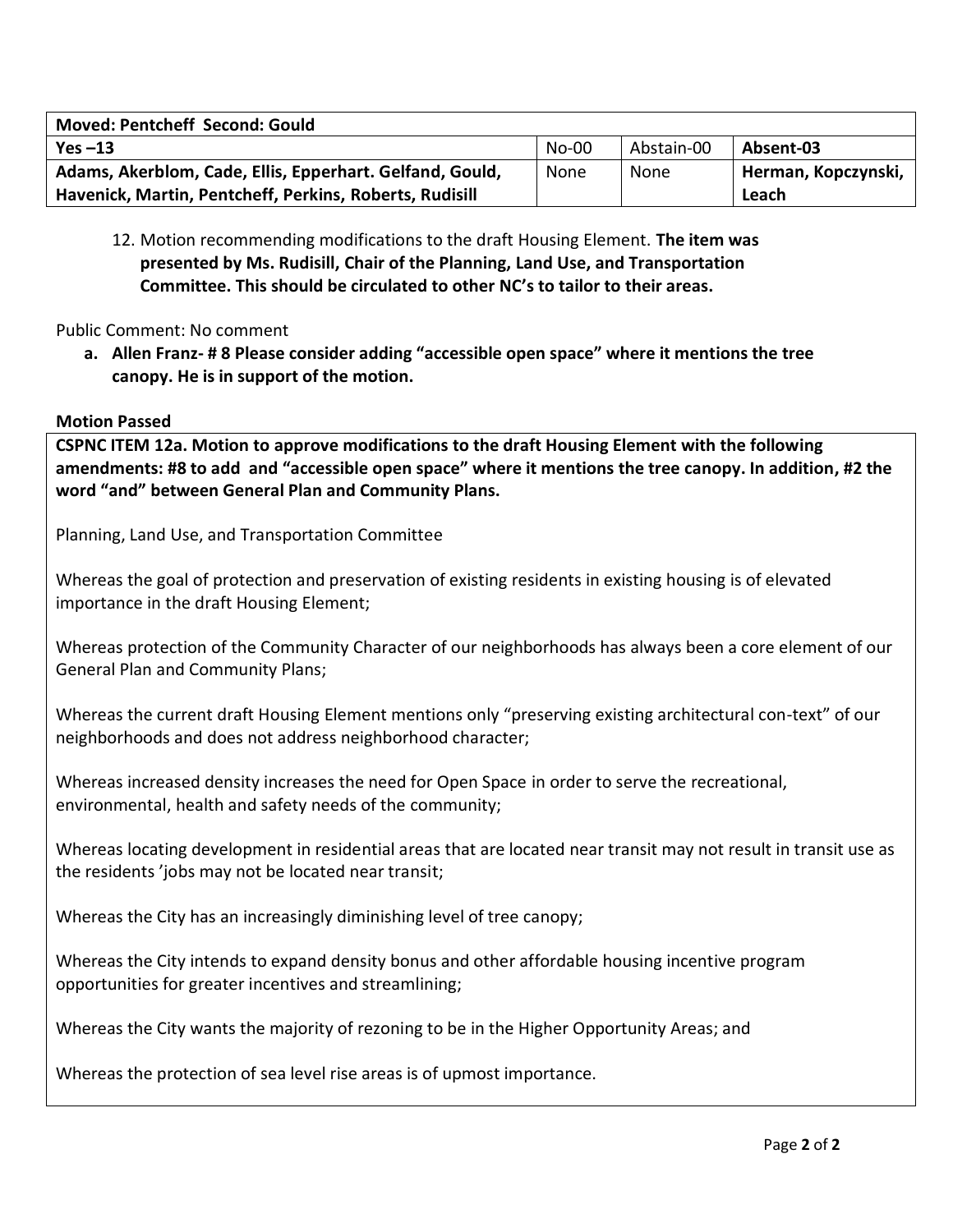| **Moved: Pentcheff Second: Gould** | | | |
|---|---|---|---|
| **Yes –13** | No-00 | Abstain-00 | **Absent-03** |
| **Adams, Akerblom, Cade, Ellis, Epperhart. Gelfand, Gould, Havenick, Martin, Pentcheff, Perkins, Roberts, Rudisill** | None | None | **Herman, Kopczynski, Leach** |

12. Motion recommending modifications to the draft Housing Element. **The item was presented by Ms. Rudisill, Chair of the Planning, Land Use, and Transportation Committee. This should be circulated to other NC's to tailor to their areas.**

Public Comment: No comment

a. **Allen Franz- # 8 Please consider adding "accessible open space" where it mentions the tree canopy. He is in support of the motion.**

**Motion Passed**

**CSPNC ITEM 12a. Motion to approve modifications to the draft Housing Element with the following amendments: #8 to add and "accessible open space" where it mentions the tree canopy. In addition, #2 the word "and" between General Plan and Community Plans.**

Planning, Land Use, and Transportation Committee

Whereas the goal of protection and preservation of existing residents in existing housing is of elevated importance in the draft Housing Element;

Whereas protection of the Community Character of our neighborhoods has always been a core element of our General Plan and Community Plans;

Whereas the current draft Housing Element mentions only "preserving existing architectural con-text" of our neighborhoods and does not address neighborhood character;

Whereas increased density increases the need for Open Space in order to serve the recreational, environmental, health and safety needs of the community;

Whereas locating development in residential areas that are located near transit may not result in transit use as the residents 'jobs may not be located near transit;

Whereas the City has an increasingly diminishing level of tree canopy;

Whereas the City intends to expand density bonus and other affordable housing incentive program opportunities for greater incentives and streamlining;

Whereas the City wants the majority of rezoning to be in the Higher Opportunity Areas; and

Whereas the protection of sea level rise areas is of upmost importance.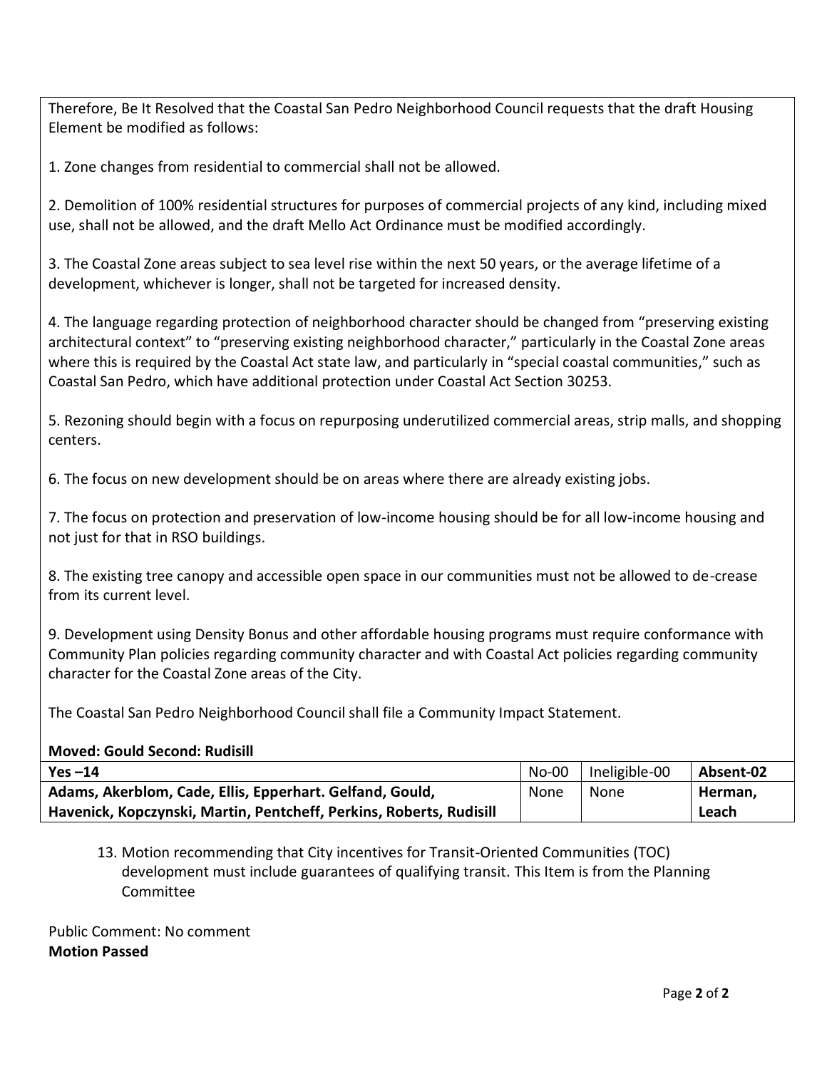Therefore, Be It Resolved that the Coastal San Pedro Neighborhood Council requests that the draft Housing Element be modified as follows:

1. Zone changes from residential to commercial shall not be allowed.

2. Demolition of 100% residential structures for purposes of commercial projects of any kind, including mixed use, shall not be allowed, and the draft Mello Act Ordinance must be modified accordingly.

3. The Coastal Zone areas subject to sea level rise within the next 50 years, or the average lifetime of a development, whichever is longer, shall not be targeted for increased density.

4. The language regarding protection of neighborhood character should be changed from "preserving existing architectural context" to "preserving existing neighborhood character," particularly in the Coastal Zone areas where this is required by the Coastal Act state law, and particularly in "special coastal communities," such as Coastal San Pedro, which have additional protection under Coastal Act Section 30253.

5. Rezoning should begin with a focus on repurposing underutilized commercial areas, strip malls, and shopping centers.

6. The focus on new development should be on areas where there are already existing jobs.

7. The focus on protection and preservation of low-income housing should be for all low-income housing and not just for that in RSO buildings.

8. The existing tree canopy and accessible open space in our communities must not be allowed to de-crease from its current level.

9. Development using Density Bonus and other affordable housing programs must require conformance with Community Plan policies regarding community character and with Coastal Act policies regarding community character for the Coastal Zone areas of the City.

The Coastal San Pedro Neighborhood Council shall file a Community Impact Statement.

**Moved: Gould Second: Rudisill**

| **Yes –14** | No-00 | Ineligible-00 | **Absent-02** |
|---|---|---|---|
| **Adams, Akerblom, Cade, Ellis, Epperhart. Gelfand, Gould, Havenick, Kopczynski, Martin, Pentcheff, Perkins, Roberts, Rudisill** | None | None | **Herman, Leach** |

13. Motion recommending that City incentives for Transit-Oriented Communities (TOC) development must include guarantees of qualifying transit. This Item is from the Planning Committee

Public Comment: No comment

**Motion Passed**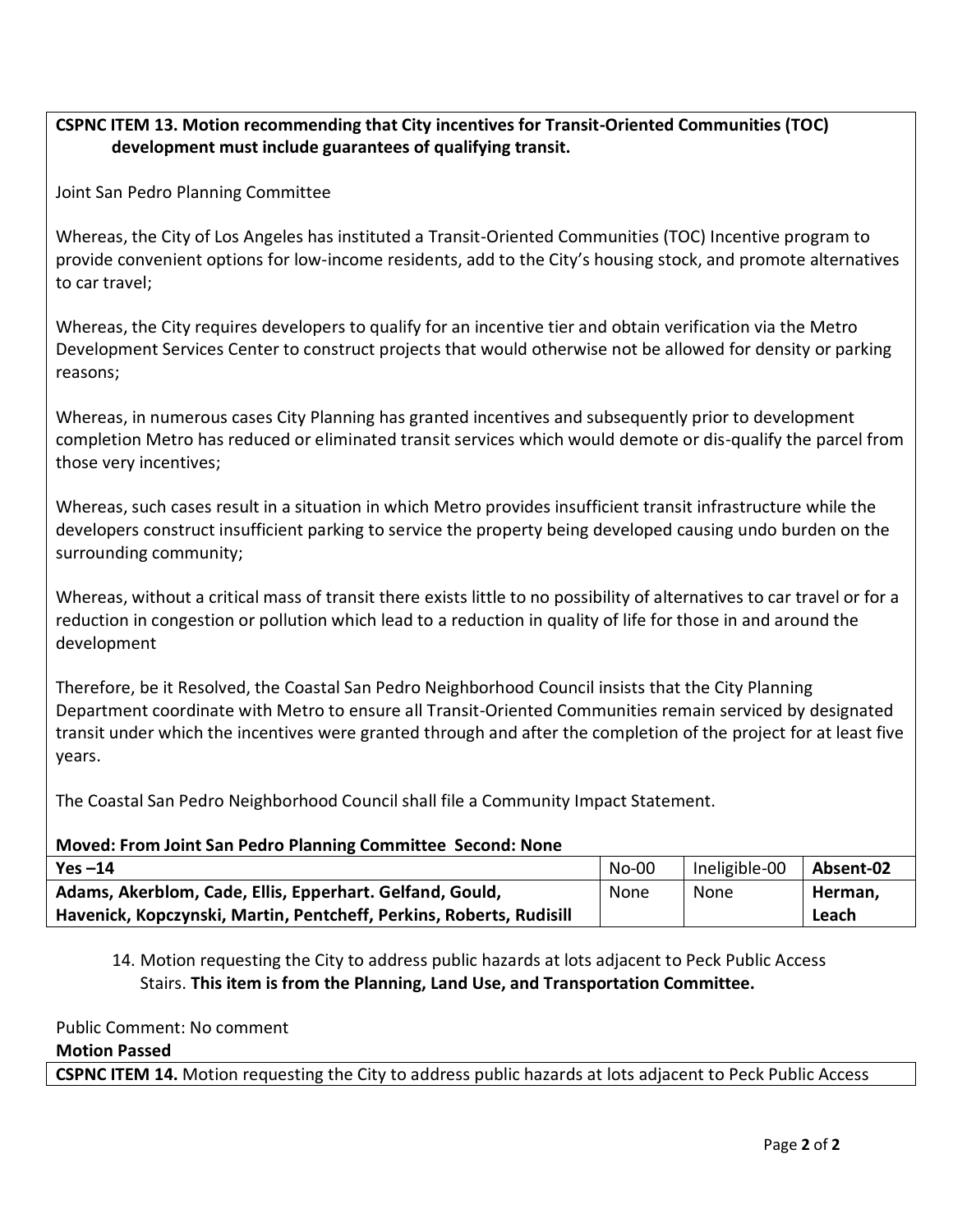**CSPNC ITEM 13. Motion recommending that City incentives for Transit-Oriented Communities (TOC) development must include guarantees of qualifying transit.**

Joint San Pedro Planning Committee

Whereas, the City of Los Angeles has instituted a Transit-Oriented Communities (TOC) Incentive program to provide convenient options for low-income residents, add to the City's housing stock, and promote alternatives to car travel;

Whereas, the City requires developers to qualify for an incentive tier and obtain verification via the Metro Development Services Center to construct projects that would otherwise not be allowed for density or parking reasons;

Whereas, in numerous cases City Planning has granted incentives and subsequently prior to development completion Metro has reduced or eliminated transit services which would demote or dis-qualify the parcel from those very incentives;

Whereas, such cases result in a situation in which Metro provides insufficient transit infrastructure while the developers construct insufficient parking to service the property being developed causing undo burden on the surrounding community;

Whereas, without a critical mass of transit there exists little to no possibility of alternatives to car travel or for a reduction in congestion or pollution which lead to a reduction in quality of life for those in and around the development

Therefore, be it Resolved, the Coastal San Pedro Neighborhood Council insists that the City Planning Department coordinate with Metro to ensure all Transit-Oriented Communities remain serviced by designated transit under which the incentives were granted through and after the completion of the project for at least five years.

The Coastal San Pedro Neighborhood Council shall file a Community Impact Statement.

**Moved: From Joint San Pedro Planning Committee Second: None**

| **Yes –14** | No-00 | Ineligible-00 | **Absent-02** |
|---|---|---|---|
| **Adams, Akerblom, Cade, Ellis, Epperhart. Gelfand, Gould, Havenick, Kopczynski, Martin, Pentcheff, Perkins, Roberts, Rudisill** | None | None | **Herman, Leach** |

14. Motion requesting the City to address public hazards at lots adjacent to Peck Public Access Stairs. **This item is from the Planning, Land Use, and Transportation Committee.**

Public Comment: No comment

**Motion Passed**

**CSPNC ITEM 14.** Motion requesting the City to address public hazards at lots adjacent to Peck Public Access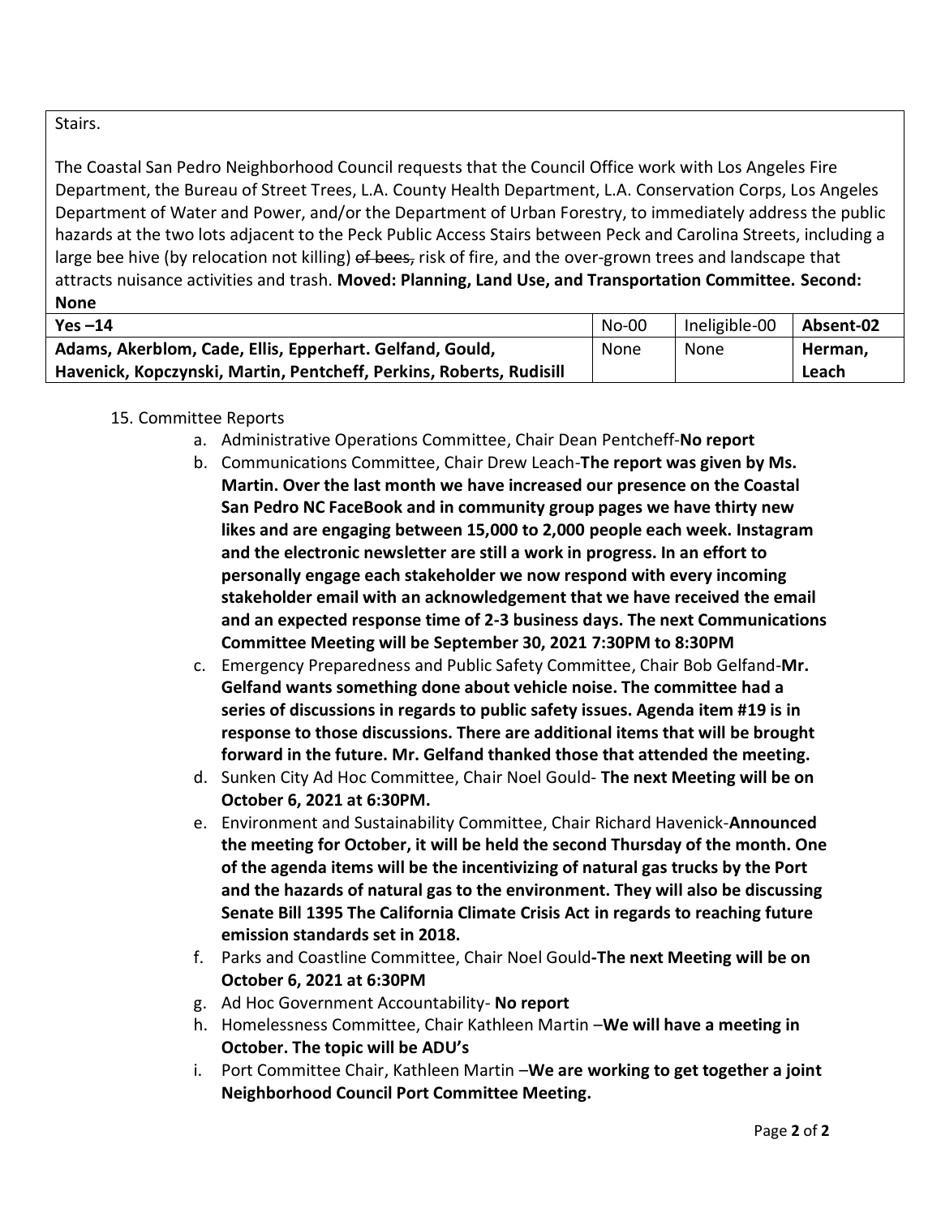Stairs.

The Coastal San Pedro Neighborhood Council requests that the Council Office work with Los Angeles Fire Department, the Bureau of Street Trees, L.A. County Health Department, L.A. Conservation Corps, Los Angeles Department of Water and Power, and/or the Department of Urban Forestry, to immediately address the public hazards at the two lots adjacent to the Peck Public Access Stairs between Peck and Carolina Streets, including a large bee hive (by relocation not killing) ~~of bees,~~ risk of fire, and the over-grown trees and landscape that attracts nuisance activities and trash. **Moved: Planning, Land Use, and Transportation Committee. Second: None**

| **Yes –14** | No-00 | Ineligible-00 | **Absent-02** |
|---|---|---|---|
| **Adams, Akerblom, Cade, Ellis, Epperhart. Gelfand, Gould, Havenick, Kopczynski, Martin, Pentcheff, Perkins, Roberts, Rudisill** | None | None | **Herman, Leach** |

15. Committee Reports
    a. Administrative Operations Committee, Chair Dean Pentcheff-**No report**
    b. Communications Committee, Chair Drew Leach-**The report was given by Ms. Martin. Over the last month we have increased our presence on the Coastal San Pedro NC FaceBook and in community group pages we have thirty new likes and are engaging between 15,000 to 2,000 people each week. Instagram and the electronic newsletter are still a work in progress. In an effort to personally engage each stakeholder we now respond with every incoming stakeholder email with an acknowledgement that we have received the email and an expected response time of 2-3 business days. The next Communications Committee Meeting will be September 30, 2021 7:30PM to 8:30PM**
    c. Emergency Preparedness and Public Safety Committee, Chair Bob Gelfand-**Mr. Gelfand wants something done about vehicle noise. The committee had a series of discussions in regards to public safety issues. Agenda item #19 is in response to those discussions. There are additional items that will be brought forward in the future. Mr. Gelfand thanked those that attended the meeting.**
    d. Sunken City Ad Hoc Committee, Chair Noel Gould- **The next Meeting will be on October 6, 2021 at 6:30PM.**
    e. Environment and Sustainability Committee, Chair Richard Havenick-**Announced the meeting for October, it will be held the second Thursday of the month. One of the agenda items will be the incentivizing of natural gas trucks by the Port and the hazards of natural gas to the environment. They will also be discussing Senate Bill 1395 The California Climate Crisis Act in regards to reaching future emission standards set in 2018.**
    f. Parks and Coastline Committee, Chair Noel Gould-**The next Meeting will be on October 6, 2021 at 6:30PM**
    g. Ad Hoc Government Accountability- **No report**
    h. Homelessness Committee, Chair Kathleen Martin –**We will have a meeting in October. The topic will be ADU's**
    i. Port Committee Chair, Kathleen Martin –**We are working to get together a joint Neighborhood Council Port Committee Meeting.**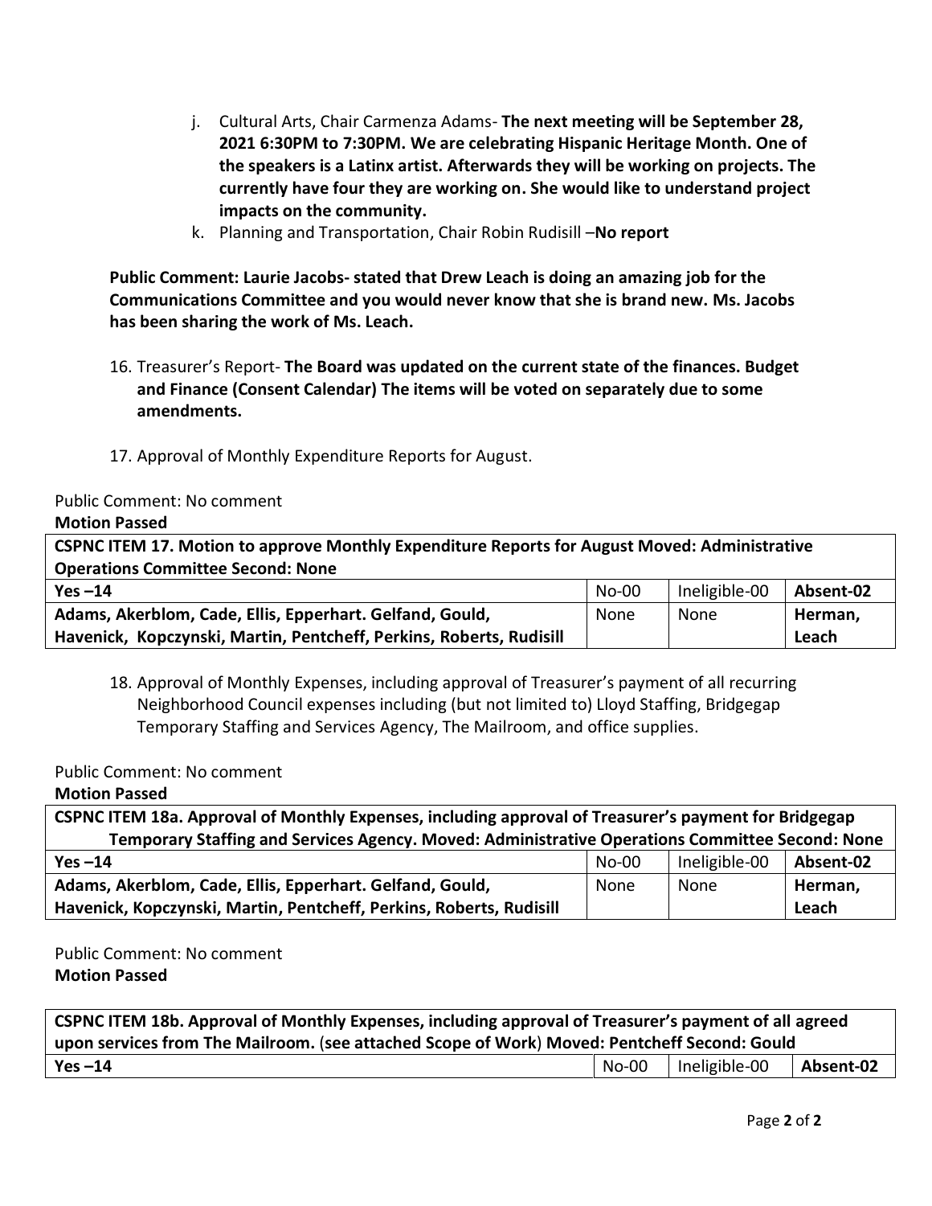j. Cultural Arts, Chair Carmenza Adams- **The next meeting will be September 28, 2021 6:30PM to 7:30PM. We are celebrating Hispanic Heritage Month. One of the speakers is a Latinx artist. Afterwards they will be working on projects. The currently have four they are working on. She would like to understand project impacts on the community.**

k. Planning and Transportation, Chair Robin Rudisill –**No report**

**Public Comment: Laurie Jacobs- stated that Drew Leach is doing an amazing job for the Communications Committee and you would never know that she is brand new. Ms. Jacobs has been sharing the work of Ms. Leach.**

16. Treasurer's Report- **The Board was updated on the current state of the finances. Budget and Finance (Consent Calendar) The items will be voted on separately due to some amendments.**

17. Approval of Monthly Expenditure Reports for August.

Public Comment: No comment

**Motion Passed**

| **CSPNC ITEM 17. Motion to approve Monthly Expenditure Reports for August Moved: Administrative Operations Committee Second: None** | | | |
|---|---|---|---|
| **Yes –14** | No-00 | Ineligible-00 | **Absent-02** |
| **Adams, Akerblom, Cade, Ellis, Epperhart. Gelfand, Gould, Havenick, Kopczynski, Martin, Pentcheff, Perkins, Roberts, Rudisill** | None | None | **Herman, Leach** |

18. Approval of Monthly Expenses, including approval of Treasurer's payment of all recurring Neighborhood Council expenses including (but not limited to) Lloyd Staffing, Bridgegap Temporary Staffing and Services Agency, The Mailroom, and office supplies.

Public Comment: No comment

**Motion Passed**

| **CSPNC ITEM 18a. Approval of Monthly Expenses, including approval of Treasurer's payment for Bridgegap Temporary Staffing and Services Agency. Moved: Administrative Operations Committee Second: None** | | | |
|---|---|---|---|
| **Yes –14** | No-00 | Ineligible-00 | **Absent-02** |
| **Adams, Akerblom, Cade, Ellis, Epperhart. Gelfand, Gould, Havenick, Kopczynski, Martin, Pentcheff, Perkins, Roberts, Rudisill** | None | None | **Herman, Leach** |

Public Comment: No comment

**Motion Passed**

| **CSPNC ITEM 18b. Approval of Monthly Expenses, including approval of Treasurer's payment of all agreed upon services from The Mailroom. (see attached Scope of Work) Moved: Pentcheff Second: Gould** | | | |
|---|---|---|---|
| **Yes –14** | No-00 | Ineligible-00 | **Absent-02** |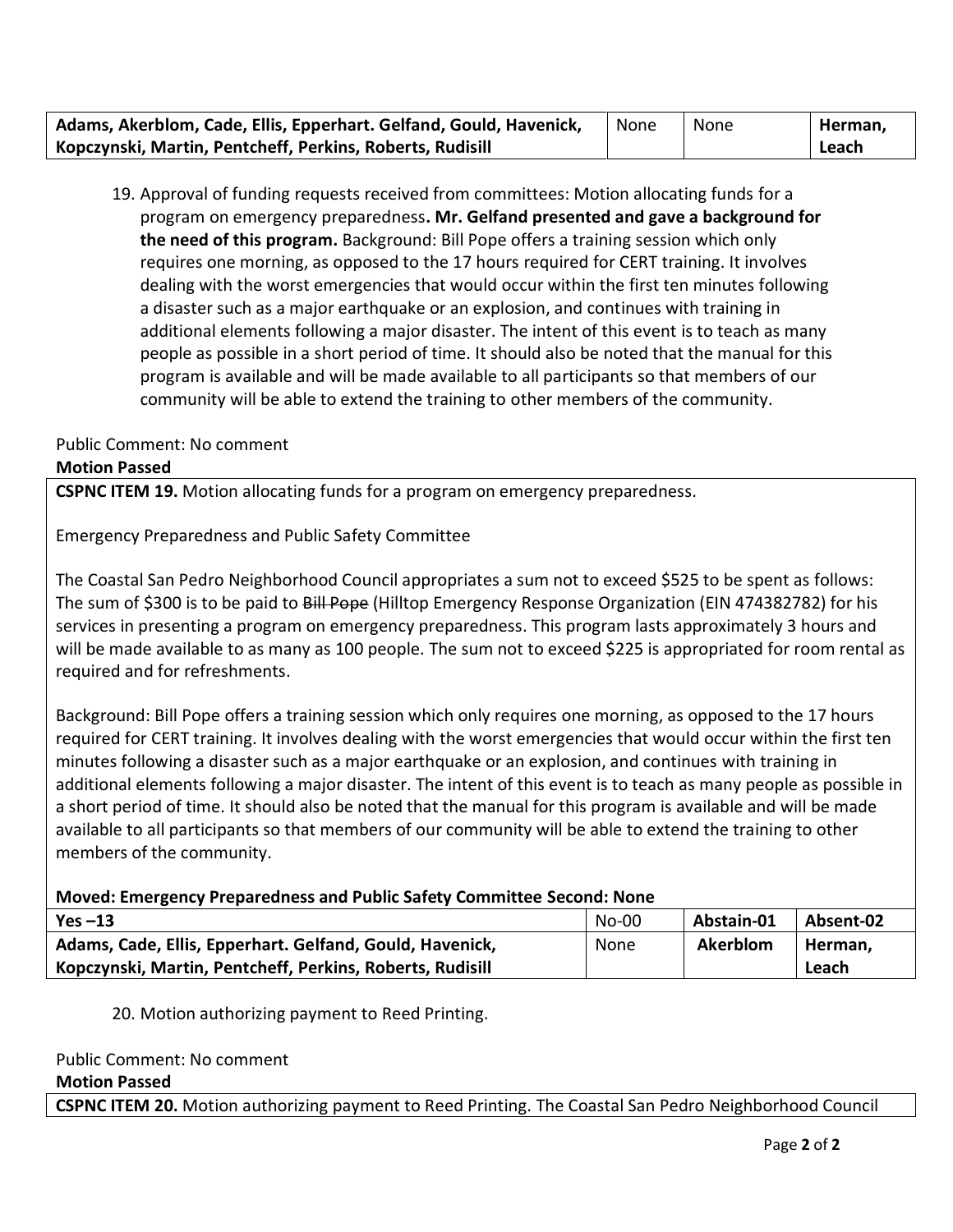| Adams, Akerblom, Cade, Ellis, Epperhart. Gelfand, Gould, Havenick, Kopczynski, Martin, Pentcheff, Perkins, Roberts, Rudisill | None | None | Herman, Leach |
|---|---|---|---|

19. Approval of funding requests received from committees: Motion allocating funds for a program on emergency preparedness**. Mr. Gelfand presented and gave a background for the need of this program.** Background: Bill Pope offers a training session which only requires one morning, as opposed to the 17 hours required for CERT training. It involves dealing with the worst emergencies that would occur within the first ten minutes following a disaster such as a major earthquake or an explosion, and continues with training in additional elements following a major disaster. The intent of this event is to teach as many people as possible in a short period of time. It should also be noted that the manual for this program is available and will be made available to all participants so that members of our community will be able to extend the training to other members of the community.

Public Comment: No comment

**Motion Passed**

**CSPNC ITEM 19.** Motion allocating funds for a program on emergency preparedness.

Emergency Preparedness and Public Safety Committee

The Coastal San Pedro Neighborhood Council appropriates a sum not to exceed $525 to be spent as follows: The sum of $300 is to be paid to ~~Bill Pope~~ (Hilltop Emergency Response Organization (EIN 474382782) for his services in presenting a program on emergency preparedness. This program lasts approximately 3 hours and will be made available to as many as 100 people. The sum not to exceed $225 is appropriated for room rental as required and for refreshments.

Background: Bill Pope offers a training session which only requires one morning, as opposed to the 17 hours required for CERT training. It involves dealing with the worst emergencies that would occur within the first ten minutes following a disaster such as a major earthquake or an explosion, and continues with training in additional elements following a major disaster. The intent of this event is to teach as many people as possible in a short period of time. It should also be noted that the manual for this program is available and will be made available to all participants so that members of our community will be able to extend the training to other members of the community.

**Moved: Emergency Preparedness and Public Safety Committee Second: None**

| Yes –13 | No-00 | Abstain-01 | Absent-02 |
|---|---|---|---|
| Adams, Cade, Ellis, Epperhart. Gelfand, Gould, Havenick, Kopczynski, Martin, Pentcheff, Perkins, Roberts, Rudisill | None | Akerblom | Herman, Leach |

20. Motion authorizing payment to Reed Printing.

Public Comment: No comment

**Motion Passed**

**CSPNC ITEM 20.** Motion authorizing payment to Reed Printing. The Coastal San Pedro Neighborhood Council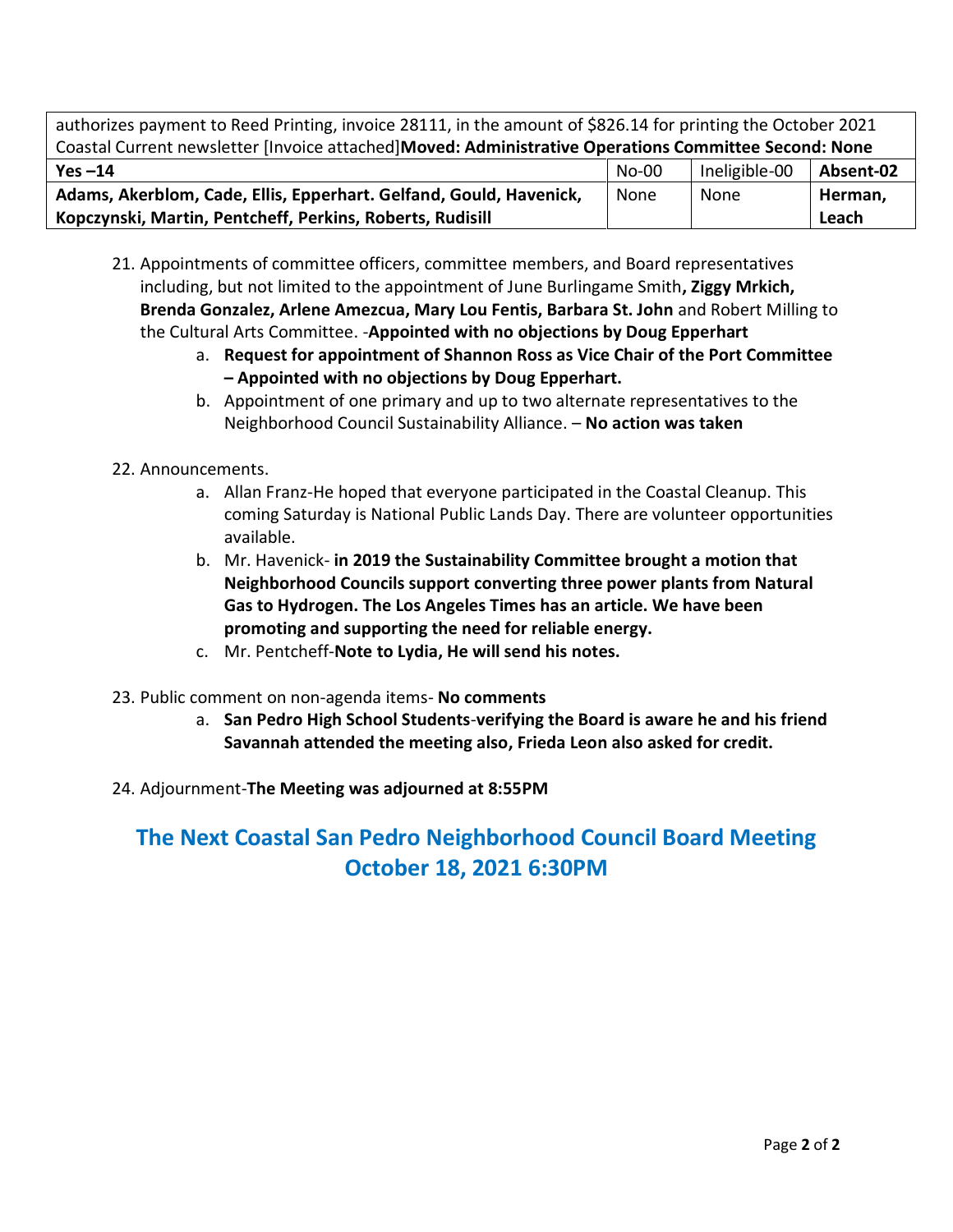| | | | |
|---|---|---|---|
| authorizes payment to Reed Printing, invoice 28111, in the amount of $826.14 for printing the October 2021 Coastal Current newsletter [Invoice attached]**Moved: Administrative Operations Committee Second: None** | | | |
| **Yes –14** | No-00 | Ineligible-00 | **Absent-02** |
| **Adams, Akerblom, Cade, Ellis, Epperhart. Gelfand, Gould, Havenick, Kopczynski, Martin, Pentcheff, Perkins, Roberts, Rudisill** | None | None | **Herman, Leach** |

21. Appointments of committee officers, committee members, and Board representatives including, but not limited to the appointment of June Burlingame Smith**, Ziggy Mrkich, Brenda Gonzalez, Arlene Amezcua, Mary Lou Fentis, Barbara St. John** and Robert Milling to the Cultural Arts Committee. -**Appointed with no objections by Doug Epperhart**
    a. **Request for appointment of Shannon Ross as Vice Chair of the Port Committee – Appointed with no objections by Doug Epperhart.**
    b. Appointment of one primary and up to two alternate representatives to the Neighborhood Council Sustainability Alliance. – **No action was taken**

22. Announcements.
    a. Allan Franz-He hoped that everyone participated in the Coastal Cleanup. This coming Saturday is National Public Lands Day. There are volunteer opportunities available.
    b. Mr. Havenick- **in 2019 the Sustainability Committee brought a motion that Neighborhood Councils support converting three power plants from Natural Gas to Hydrogen. The Los Angeles Times has an article. We have been promoting and supporting the need for reliable energy.**
    c. Mr. Pentcheff-**Note to Lydia, He will send his notes.**

23. Public comment on non-agenda items- **No comments**
    a. **San Pedro High School Students**-**verifying the Board is aware he and his friend Savannah attended the meeting also, Frieda Leon also asked for credit.**

24. Adjournment-**The Meeting was adjourned at 8:55PM**

## The Next Coastal San Pedro Neighborhood Council Board Meeting October 18, 2021 6:30PM